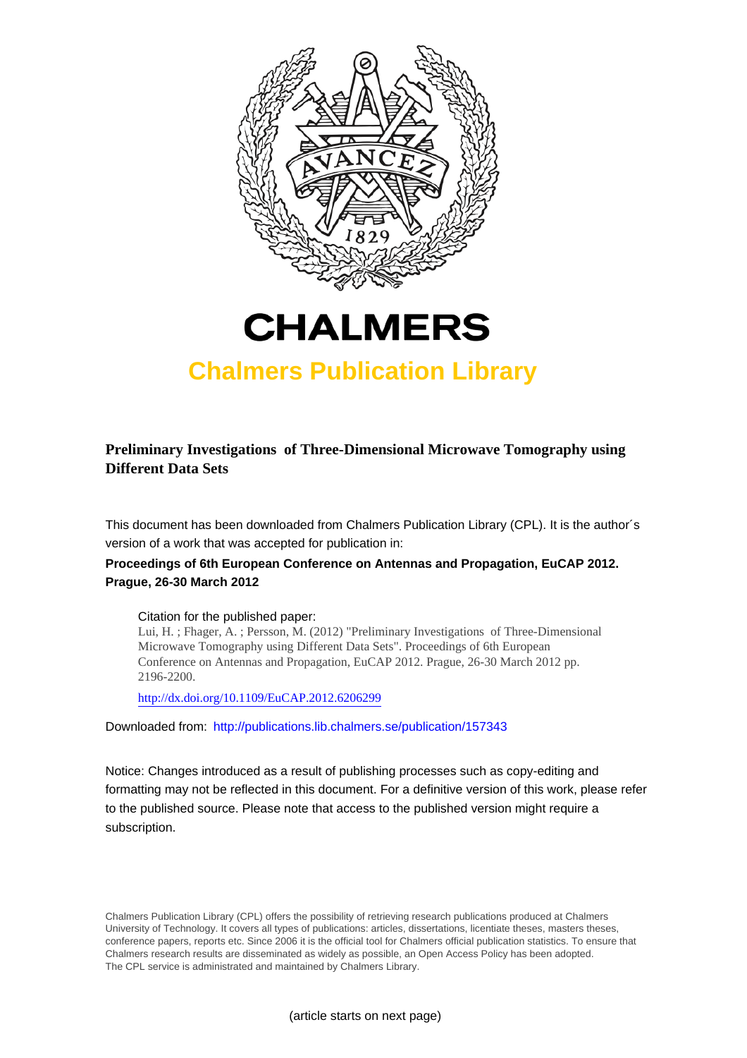# CHALMERS

## Chalmers Publication Library

**Preliminary Investigations of Three-Dimensional Microwave Tomography using Different Data Sets**

This document has been downloaded from Chalmers Publication Library (CPL). It is the author´s version of a work that was accepted for publication in:

**Proceedings of 6th European Conference on Antennas and Propagation, EuCAP 2012. Prague, 26-30 March 2012**

Citation for the published paper:
Lui, H. ; Fhager, A. ; Persson, M. (2012) "Preliminary Investigations of Three-Dimensional Microwave Tomography using Different Data Sets". Proceedings of 6th European Conference on Antennas and Propagation, EuCAP 2012. Prague, 26-30 March 2012 pp. 2196-2200.

http://dx.doi.org/10.1109/EuCAP.2012.6206299

Downloaded from: http://publications.lib.chalmers.se/publication/157343

Notice: Changes introduced as a result of publishing processes such as copy-editing and formatting may not be reflected in this document. For a definitive version of this work, please refer to the published source. Please note that access to the published version might require a subscription.

Chalmers Publication Library (CPL) offers the possibility of retrieving research publications produced at Chalmers University of Technology. It covers all types of publications: articles, dissertations, licentiate theses, masters theses, conference papers, reports etc. Since 2006 it is the official tool for Chalmers official publication statistics. To ensure that Chalmers research results are disseminated as widely as possible, an Open Access Policy has been adopted. The CPL service is administrated and maintained by Chalmers Library.

(article starts on next page)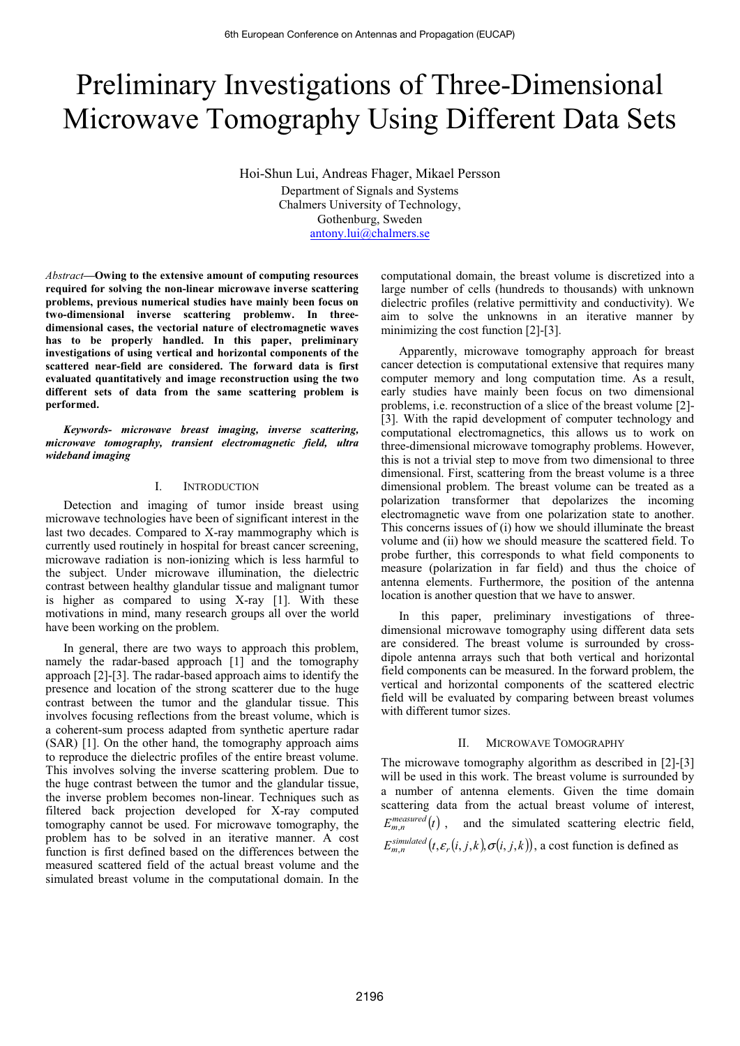# Preliminary Investigations of Three-Dimensional Microwave Tomography Using Different Data Sets

Hoi-Shun Lui, Andreas Fhager, Mikael Persson
Department of Signals and Systems
Chalmers University of Technology,
Gothenburg, Sweden
antony.lui@chalmers.se

*Abstract*—**Owing to the extensive amount of computing resources required for solving the non-linear microwave inverse scattering problems, previous numerical studies have mainly been focus on two-dimensional inverse scattering problemw. In three-dimensional cases, the vectorial nature of electromagnetic waves has to be properly handled. In this paper, preliminary investigations of using vertical and horizontal components of the scattered near-field are considered. The forward data is first evaluated quantitatively and image reconstruction using the two different sets of data from the same scattering problem is performed.**

***Keywords- microwave breast imaging, inverse scattering, microwave tomography, transient electromagnetic field, ultra wideband imaging***

## I. Introduction

Detection and imaging of tumor inside breast using microwave technologies have been of significant interest in the last two decades. Compared to X-ray mammography which is currently used routinely in hospital for breast cancer screening, microwave radiation is non-ionizing which is less harmful to the subject. Under microwave illumination, the dielectric contrast between healthy glandular tissue and malignant tumor is higher as compared to using X-ray [1]. With these motivations in mind, many research groups all over the world have been working on the problem.

In general, there are two ways to approach this problem, namely the radar-based approach [1] and the tomography approach [2]-[3]. The radar-based approach aims to identify the presence and location of the strong scatterer due to the huge contrast between the tumor and the glandular tissue. This involves focusing reflections from the breast volume, which is a coherent-sum process adapted from synthetic aperture radar (SAR) [1]. On the other hand, the tomography approach aims to reproduce the dielectric profiles of the entire breast volume. This involves solving the inverse scattering problem. Due to the huge contrast between the tumor and the glandular tissue, the inverse problem becomes non-linear. Techniques such as filtered back projection developed for X-ray computed tomography cannot be used. For microwave tomography, the problem has to be solved in an iterative manner. A cost function is first defined based on the differences between the measured scattered field of the actual breast volume and the simulated breast volume in the computational domain. In the computational domain, the breast volume is discretized into a large number of cells (hundreds to thousands) with unknown dielectric profiles (relative permittivity and conductivity). We aim to solve the unknowns in an iterative manner by minimizing the cost function [2]-[3].

Apparently, microwave tomography approach for breast cancer detection is computational extensive that requires many computer memory and long computation time. As a result, early studies have mainly been focus on two dimensional problems, i.e. reconstruction of a slice of the breast volume [2]-[3]. With the rapid development of computer technology and computational electromagnetics, this allows us to work on three-dimensional microwave tomography problems. However, this is not a trivial step to move from two dimensional to three dimensional. First, scattering from the breast volume is a three dimensional problem. The breast volume can be treated as a polarization transformer that depolarizes the incoming electromagnetic wave from one polarization state to another. This concerns issues of (i) how we should illuminate the breast volume and (ii) how we should measure the scattered field. To probe further, this corresponds to what field components to measure (polarization in far field) and thus the choice of antenna elements. Furthermore, the position of the antenna location is another question that we have to answer.

In this paper, preliminary investigations of three-dimensional microwave tomography using different data sets are considered. The breast volume is surrounded by cross-dipole antenna arrays such that both vertical and horizontal field components can be measured. In the forward problem, the vertical and horizontal components of the scattered electric field will be evaluated by comparing between breast volumes with different tumor sizes.

## II. Microwave Tomography

The microwave tomography algorithm as described in [2]-[3] will be used in this work. The breast volume is surrounded by a number of antenna elements. Given the time domain scattering data from the actual breast volume of interest, $E_{m,n}^{measured}(t)$, and the simulated scattering electric field, $E_{m,n}^{simulated}(t, \varepsilon_r(i,j,k), \sigma(i,j,k))$, a cost function is defined as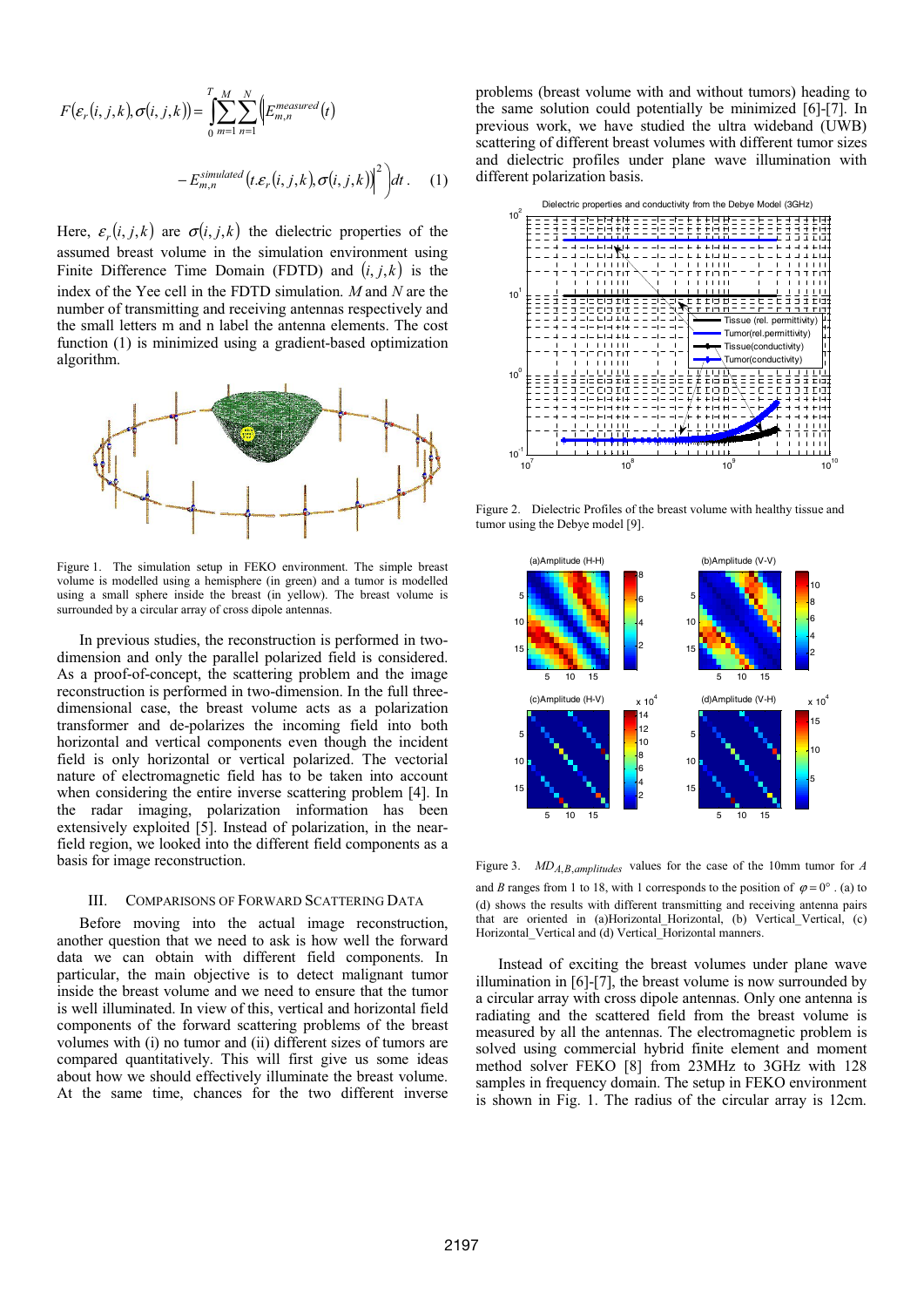$$F(\varepsilon_r(i,j,k),\sigma(i,j,k)) = \int_0^T \sum_{m=1}^{M}\sum_{n=1}^{N}\Big(\Big|E_{m,n}^{measured}(t)$$

$$- E_{m,n}^{simulated}(t.\varepsilon_r(i,j,k),\sigma(i,j,k))\Big|^2\Big)dt. \quad (1)$$

Here, $\varepsilon_r(i,j,k)$ are $\sigma(i,j,k)$ the dielectric properties of the assumed breast volume in the simulation environment using Finite Difference Time Domain (FDTD) and $(i,j,k)$ is the index of the Yee cell in the FDTD simulation. $M$ and $N$ are the number of transmitting and receiving antennas respectively and the small letters m and n label the antenna elements. The cost function (1) is minimized using a gradient-based optimization algorithm.

Figure 1. The simulation setup in FEKO environment. The simple breast volume is modelled using a hemisphere (in green) and a tumor is modelled using a small sphere inside the breast (in yellow). The breast volume is surrounded by a circular array of cross dipole antennas.

In previous studies, the reconstruction is performed in two-dimension and only the parallel polarized field is considered. As a proof-of-concept, the scattering problem and the image reconstruction is performed in two-dimension. In the full three-dimensional case, the breast volume acts as a polarization transformer and de-polarizes the incoming field into both horizontal and vertical components even though the incident field is only horizontal or vertical polarized. The vectorial nature of electromagnetic field has to be taken into account when considering the entire inverse scattering problem [4]. In the radar imaging, polarization information has been extensively exploited [5]. Instead of polarization, in the near-field region, we looked into the different field components as a basis for image reconstruction.

## III. Comparisons of Forward Scattering Data

Before moving into the actual image reconstruction, another question that we need to ask is how well the forward data we can obtain with different field components. In particular, the main objective is to detect malignant tumor inside the breast volume and we need to ensure that the tumor is well illuminated. In view of this, vertical and horizontal field components of the forward scattering problems of the breast volumes with (i) no tumor and (ii) different sizes of tumors are compared quantitatively. This will first give us some ideas about how we should effectively illuminate the breast volume. At the same time, chances for the two different inverse problems (breast volume with and without tumors) heading to the same solution could potentially be minimized [6]-[7]. In previous work, we have studied the ultra wideband (UWB) scattering of different breast volumes with different tumor sizes and dielectric profiles under plane wave illumination with different polarization basis.

Figure 2. Dielectric Profiles of the breast volume with healthy tissue and tumor using the Debye model [9].

Figure 3. $MD_{A,B,amplitudes}$ values for the case of the 10mm tumor for $A$ and $B$ ranges from 1 to 18, with 1 corresponds to the position of $\varphi = 0°$. (a) to (d) shows the results with different transmitting and receiving antenna pairs that are oriented in (a)Horizontal_Horizontal, (b) Vertical_Vertical, (c) Horizontal_Vertical and (d) Vertical_Horizontal manners.

Instead of exciting the breast volumes under plane wave illumination in [6]-[7], the breast volume is now surrounded by a circular array with cross dipole antennas. Only one antenna is radiating and the scattered field from the breast volume is measured by all the antennas. The electromagnetic problem is solved using commercial hybrid finite element and moment method solver FEKO [8] from 23MHz to 3GHz with 128 samples in frequency domain. The setup in FEKO environment is shown in Fig. 1. The radius of the circular array is 12cm.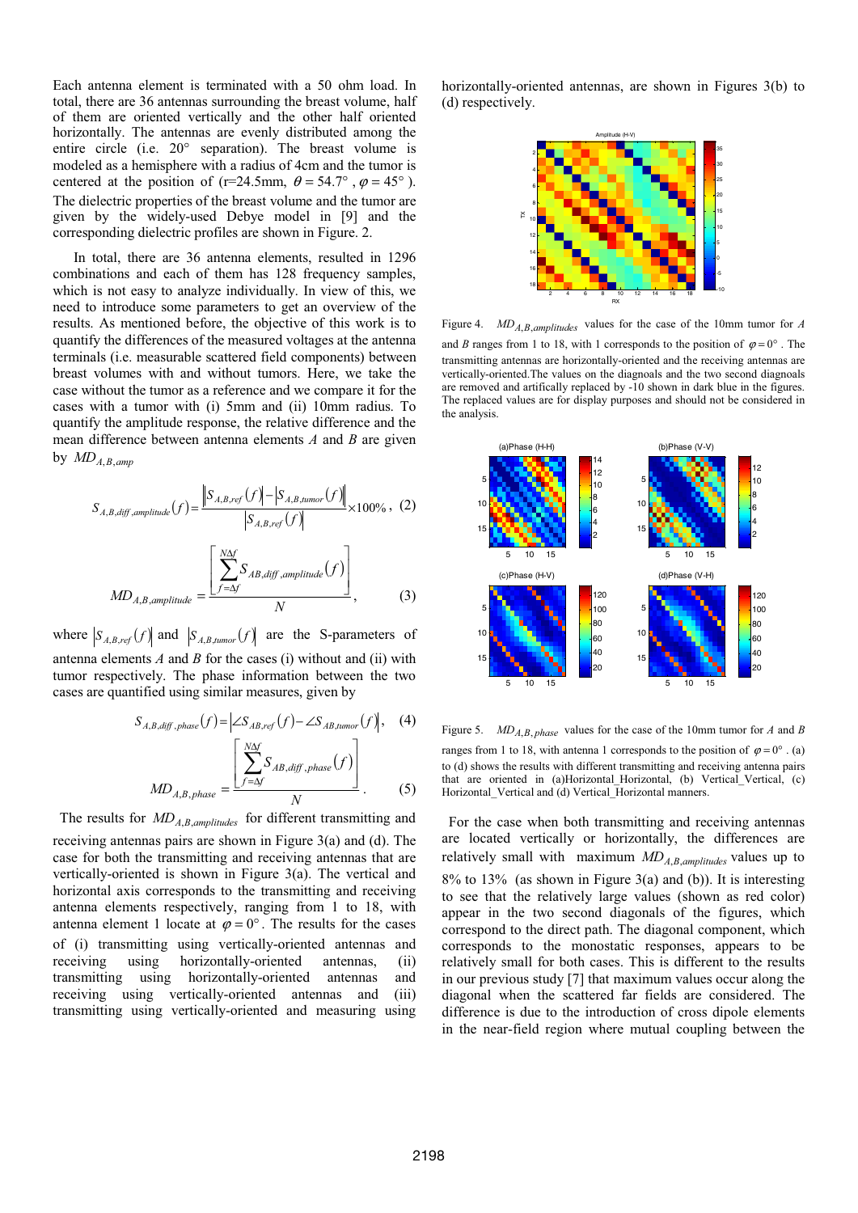Each antenna element is terminated with a 50 ohm load. In total, there are 36 antennas surrounding the breast volume, half of them are oriented vertically and the other half oriented horizontally. The antennas are evenly distributed among the entire circle (i.e. 20° separation). The breast volume is modeled as a hemisphere with a radius of 4cm and the tumor is centered at the position of (r=24.5mm, $\theta = 54.7°$, $\varphi = 45°$). The dielectric properties of the breast volume and the tumor are given by the widely-used Debye model in [9] and the corresponding dielectric profiles are shown in Figure. 2.

In total, there are 36 antenna elements, resulted in 1296 combinations and each of them has 128 frequency samples, which is not easy to analyze individually. In view of this, we need to introduce some parameters to get an overview of the results. As mentioned before, the objective of this work is to quantify the differences of the measured voltages at the antenna terminals (i.e. measurable scattered field components) between breast volumes with and without tumors. Here, we take the case without the tumor as a reference and we compare it for the cases with a tumor with (i) 5mm and (ii) 10mm radius. To quantify the amplitude response, the relative difference and the mean difference between antenna elements $A$ and $B$ are given by $MD_{A,B,amp}$

$$S_{A,B,diff,amplitude}(f) = \frac{\left\| S_{A,B,ref}(f) \right| - \left| S_{A,B,tumor}(f) \right\|}{\left| S_{A,B,ref}(f) \right|} \times 100\%, \quad (2)$$

$$MD_{A,B,amplitude} = \frac{\left[ \sum_{f=\Delta f}^{N\Delta f} S_{AB,diff,amplitude}(f) \right]}{N}, \quad (3)$$

where $\left|S_{A,B,ref}(f)\right|$ and $\left|S_{A,B,tumor}(f)\right|$ are the S-parameters of antenna elements $A$ and $B$ for the cases (i) without and (ii) with tumor respectively. The phase information between the two cases are quantified using similar measures, given by

$$S_{A,B,diff,phase}(f) = \left| \angle S_{AB,ref}(f) - \angle S_{AB,tumor}(f) \right|, \quad (4)$$

$$MD_{A,B,phase} = \frac{\left[ \sum_{f=\Delta f}^{N\Delta f} S_{AB,diff,phase}(f) \right]}{N}. \quad (5)$$

The results for $MD_{A,B,amplitudes}$ for different transmitting and receiving antennas pairs are shown in Figure 3(a) and (d). The case for both the transmitting and receiving antennas that are vertically-oriented is shown in Figure 3(a). The vertical and horizontal axis corresponds to the transmitting and receiving antenna elements respectively, ranging from 1 to 18, with antenna element 1 locate at $\varphi = 0°$. The results for the cases of (i) transmitting using vertically-oriented antennas and receiving using horizontally-oriented antennas, (ii) transmitting using horizontally-oriented antennas and receiving using vertically-oriented antennas and (iii) transmitting using vertically-oriented and measuring using horizontally-oriented antennas, are shown in Figures 3(b) to (d) respectively.

Figure 4. $MD_{A,B,amplitudes}$ values for the case of the 10mm tumor for $A$ and $B$ ranges from 1 to 18, with 1 corresponds to the position of $\varphi = 0°$. The transmitting antennas are horizontally-oriented and the receiving antennas are vertically-oriented.The values on the diagnoals and the two second diagnoals are removed and artificially replaced by -10 shown in dark blue in the figures. The replaced values are for display purposes and should not be considered in the analysis.

Figure 5. $MD_{A,B,phase}$ values for the case of the 10mm tumor for $A$ and $B$ ranges from 1 to 18, with antenna 1 corresponds to the position of $\varphi = 0°$. (a) to (d) shows the results with different transmitting and receiving antenna pairs that are oriented in (a)Horizontal_Horizontal, (b) Vertical_Vertical, (c) Horizontal_Vertical and (d) Vertical_Horizontal manners.

For the case when both transmitting and receiving antennas are located vertically or horizontally, the differences are relatively small with maximum $MD_{A,B,amplitudes}$ values up to 8% to 13% (as shown in Figure 3(a) and (b)). It is interesting to see that the relatively large values (shown as red color) appear in the two second diagonals of the figures, which correspond to the direct path. The diagonal component, which corresponds to the monostatic responses, appears to be relatively small for both cases. This is different to the results in our previous study [7] that maximum values occur along the diagonal when the scattered far fields are considered. The difference is due to the introduction of cross dipole elements in the near-field region where mutual coupling between the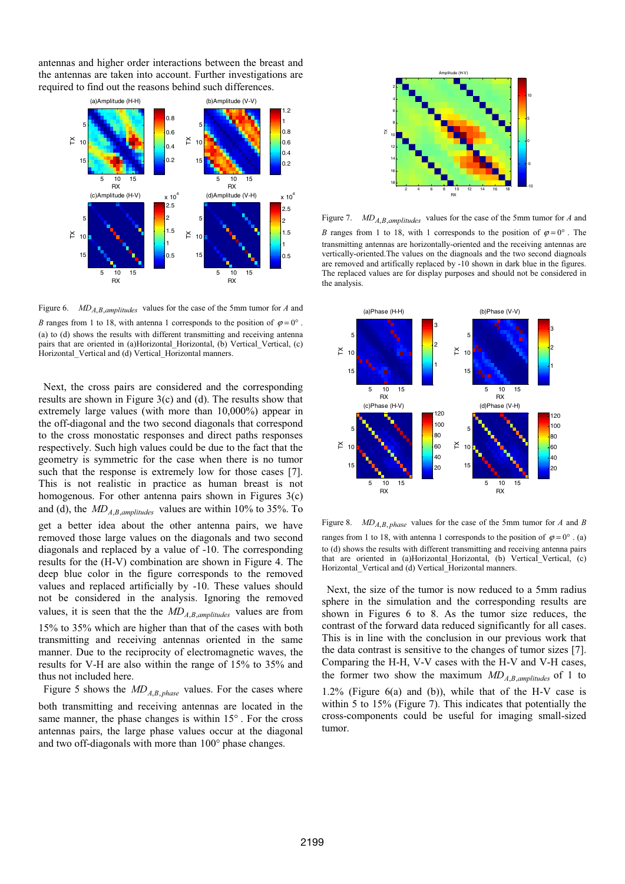antennas and higher order interactions between the breast and the antennas are taken into account. Further investigations are required to find out the reasons behind such differences.

Figure 6. $MD_{A,B,amplitudes}$ values for the case of the 5mm tumor for $A$ and $B$ ranges from 1 to 18, with antenna 1 corresponds to the position of $\varphi = 0°$. (a) to (d) shows the results with different transmitting and receiving antenna pairs that are oriented in (a)Horizontal_Horizontal, (b) Vertical_Vertical, (c) Horizontal_Vertical and (d) Vertical_Horizontal manners.

Next, the cross pairs are considered and the corresponding results are shown in Figure 3(c) and (d). The results show that extremely large values (with more than 10,000%) appear in the off-diagonal and the two second diagonals that correspond to the cross monostatic responses and direct paths responses respectively. Such high values could be due to the fact that the geometry is symmetric for the case when there is no tumor such that the response is extremely low for those cases [7]. This is not realistic in practice as human breast is not homogenous. For other antenna pairs shown in Figures 3(c) and (d), the $MD_{A,B,amplitudes}$ values are within 10% to 35%. To get a better idea about the other antenna pairs, we have removed those large values on the diagonals and two second diagonals and replaced by a value of -10. The corresponding results for the (H-V) combination are shown in Figure 4. The deep blue color in the figure corresponds to the removed values and replaced artificially by -10. These values should not be considered in the analysis. Ignoring the removed values, it is seen that the the $MD_{A,B,amplitudes}$ values are from 15% to 35% which are higher than that of the cases with both transmitting and receiving antennas oriented in the same manner. Due to the reciprocity of electromagnetic waves, the results for V-H are also within the range of 15% to 35% and thus not included here.

Figure 5 shows the $MD_{A,B,phase}$ values. For the cases where both transmitting and receiving antennas are located in the same manner, the phase changes is within 15°. For the cross antennas pairs, the large phase values occur at the diagonal and two off-diagonals with more than 100° phase changes.

Figure 7. $MD_{A,B,amplitudes}$ values for the case of the 5mm tumor for $A$ and $B$ ranges from 1 to 18, with 1 corresponds to the position of $\varphi = 0°$. The transmitting antennas are horizontally-oriented and the receiving antennas are vertically-oriented.The values on the diagonals and the two second diagonals are removed and artificially replaced by -10 shown in dark blue in the figures. The replaced values are for display purposes and should not be considered in the analysis.

Figure 8. $MD_{A,B,phase}$ values for the case of the 5mm tumor for $A$ and $B$ ranges from 1 to 18, with antenna 1 corresponds to the position of $\varphi = 0°$. (a) to (d) shows the results with different transmitting and receiving antenna pairs that are oriented in (a)Horizontal_Horizontal, (b) Vertical_Vertical, (c) Horizontal_Vertical and (d) Vertical_Horizontal manners.

Next, the size of the tumor is now reduced to a 5mm radius sphere in the simulation and the corresponding results are shown in Figures 6 to 8. As the tumor size reduces, the contrast of the forward data reduced significantly for all cases. This is in line with the conclusion in our previous work that the data contrast is sensitive to the changes of tumor sizes [7]. Comparing the H-H, V-V cases with the H-V and V-H cases, the former two show the maximum $MD_{A,B,amplitudes}$ of 1 to 1.2% (Figure 6(a) and (b)), while that of the H-V case is within 5 to 15% (Figure 7). This indicates that potentially the cross-components could be useful for imaging small-sized tumor.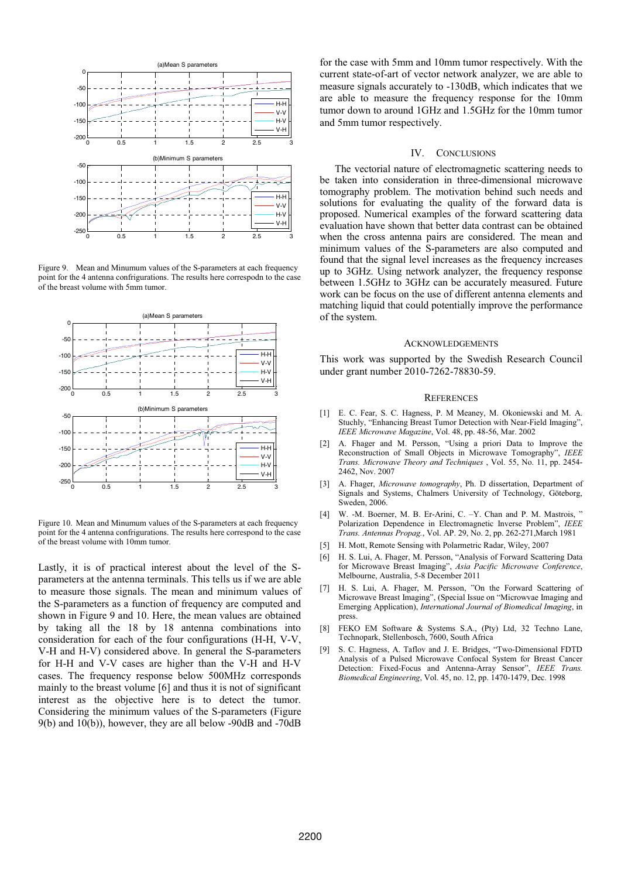(a)Mean S parameters

0
-50
-100
-150
-200
0 0.5 1 1.5 2 2.5 3

H-H
V-V
H-V
V-H

(b)Minimum S parameters

-50
-100
-150
-200
-250
0 0.5 1 1.5 2 2.5 3

H-H
V-V
H-V
V-H

Figure 9. Mean and Minumum values of the S-parameters at each frequency point for the 4 antenna confrigurations. The results here correspodn to the case of the breast volume with 5mm tumor.

(a)Mean S parameters

0
-50
-100
-150
-200
0 0.5 1 1.5 2 2.5 3

H-H
V-V
H-V
V-H

(b)Minimum S parameters

-50
-100
-150
-200
-250
0 0.5 1 1.5 2 2.5 3

H-H
V-V
H-V
V-H

Figure 10. Mean and Minumum values of the S-parameters at each frequency point for the 4 antenna confrigurations. The results here correspond to the case of the breast volume with 10mm tumor.

Lastly, it is of practical interest about the level of the S-parameters at the antenna terminals. This tells us if we are able to measure those signals. The mean and minimum values of the S-parameters as a function of frequency are computed and shown in Figure 9 and 10. Here, the mean values are obtained by taking all the 18 by 18 antenna combinations into consideration for each of the four configurations (H-H, V-V, V-H and H-V) considered above. In general the S-parameters for H-H and V-V cases are higher than the V-H and H-V cases. The frequency response below 500MHz corresponds mainly to the breast volume [6] and thus it is not of significant interest as the objective here is to detect the tumor. Considering the minimum values of the S-parameters (Figure 9(b) and 10(b)), however, they are all below -90dB and -70dB for the case with 5mm and 10mm tumor respectively. With the current state-of-art of vector network analyzer, we are able to measure signals accurately to -130dB, which indicates that we are able to measure the frequency response for the 10mm tumor down to around 1GHz and 1.5GHz for the 10mm tumor and 5mm tumor respectively.

## IV. Conclusions

The vectorial nature of electromagnetic scattering needs to be taken into consideration in three-dimensional microwave tomography problem. The motivation behind such needs and solutions for evaluating the quality of the forward data is proposed. Numerical examples of the forward scattering data evaluation have shown that better data contrast can be obtained when the cross antenna pairs are considered. The mean and minimum values of the S-parameters are also computed and found that the signal level increases as the frequency increases up to 3GHz. Using network analyzer, the frequency response between 1.5GHz to 3GHz can be accurately measured. Future work can be focus on the use of different antenna elements and matching liquid that could potentially improve the performance of the system.

## Acknowledgements

This work was supported by the Swedish Research Council under grant number 2010-7262-78830-59.

## References

[1] E. C. Fear, S. C. Hagness, P. M Meaney, M. Okoniewski and M. A. Stuchly, “Enhancing Breast Tumor Detection with Near-Field Imaging”, *IEEE Microwave Magazine*, Vol. 48, pp. 48-56, Mar. 2002

[2] A. Fhager and M. Persson, “Using a priori Data to Improve the Reconstruction of Small Objects in Microwave Tomography”, *IEEE Trans. Microwave Theory and Techniques* , Vol. 55, No. 11, pp. 2454-2462, Nov. 2007

[3] A. Fhager, *Microwave tomography*, Ph. D dissertation, Department of Signals and Systems, Chalmers University of Technology, Göteborg, Sweden, 2006.

[4] W. -M. Boerner, M. B. Er-Arini, C. –Y. Chan and P. M. Mastrois, ” Polarization Dependence in Electromagnetic Inverse Problem”, *IEEE Trans. Antennas Propag.*, Vol. AP. 29, No. 2, pp. 262-271,March 1981

[5] H. Mott, Remote Sensing with Polarmetric Radar, Wiley, 2007

[6] H. S. Lui, A. Fhager, M. Persson, “Analysis of Forward Scattering Data for Microwave Breast Imaging”, *Asia Pacific Microwave Conference*, Melbourne, Australia, 5-8 December 2011

[7] H. S. Lui, A. Fhager, M. Persson, ”On the Forward Scattering of Microwave Breast Imaging”, (Special Issue on “Microwvae Imaging and Emerging Application), *International Journal of Biomedical Imaging*, in press.

[8] FEKO EM Software & Systems S.A., (Pty) Ltd, 32 Techno Lane, Technopark, Stellenbosch, 7600, South Africa

[9] S. C. Hagness, A. Taflov and J. E. Bridges, “Two-Dimensional FDTD Analysis of a Pulsed Microwave Confocal System for Breast Cancer Detection: Fixed-Focus and Antenna-Array Sensor”, *IEEE Trans. Biomedical Engineering*, Vol. 45, no. 12, pp. 1470-1479, Dec. 1998